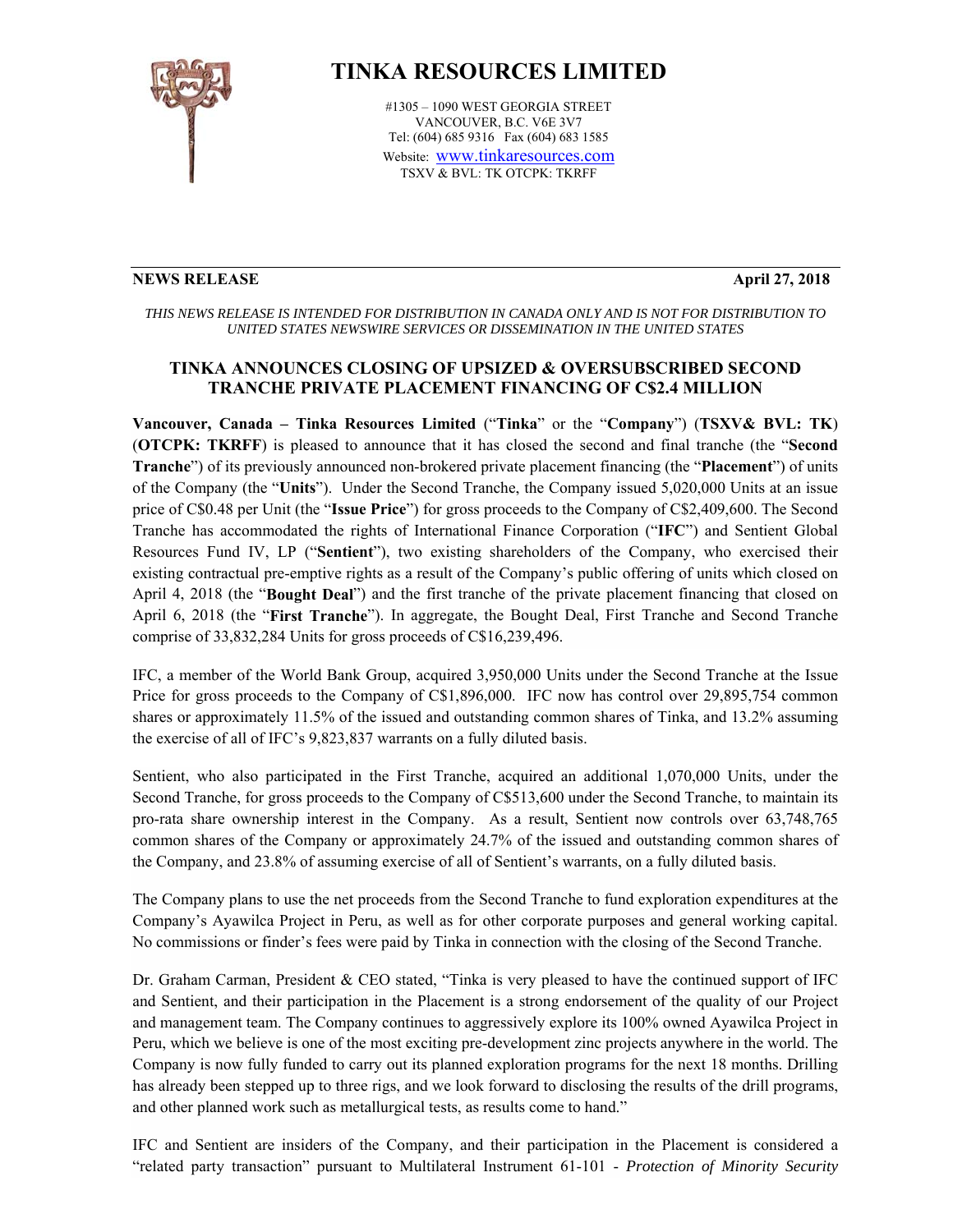# TINKA RESOURCES LIMITED

#1305 – 1090 WEST GEORGIA STREET
VANCOUVER, B.C. V6E 3V7
Tel: (604) 685 9316 Fax (604) 683 1585
Website: www.tinkaresources.com
TSXV & BVL: TK OTCPK: TKRFF

---

**NEWS RELEASE** **April 27, 2018**

*THIS NEWS RELEASE IS INTENDED FOR DISTRIBUTION IN CANADA ONLY AND IS NOT FOR DISTRIBUTION TO UNITED STATES NEWSWIRE SERVICES OR DISSEMINATION IN THE UNITED STATES*

## TINKA ANNOUNCES CLOSING OF UPSIZED & OVERSUBSCRIBED SECOND TRANCHE PRIVATE PLACEMENT FINANCING OF C$2.4 MILLION

**Vancouver, Canada – Tinka Resources Limited** ("**Tinka**" or the "**Company**") (**TSXV& BVL: TK**) (**OTCPK: TKRFF**) is pleased to announce that it has closed the second and final tranche (the "**Second Tranche**") of its previously announced non-brokered private placement financing (the "**Placement**") of units of the Company (the "**Units**"). Under the Second Tranche, the Company issued 5,020,000 Units at an issue price of C$0.48 per Unit (the "**Issue Price**") for gross proceeds to the Company of C$2,409,600. The Second Tranche has accommodated the rights of International Finance Corporation ("**IFC**") and Sentient Global Resources Fund IV, LP ("**Sentient**"), two existing shareholders of the Company, who exercised their existing contractual pre-emptive rights as a result of the Company's public offering of units which closed on April 4, 2018 (the "**Bought Deal**") and the first tranche of the private placement financing that closed on April 6, 2018 (the "**First Tranche**"). In aggregate, the Bought Deal, First Tranche and Second Tranche comprise of 33,832,284 Units for gross proceeds of C$16,239,496.

IFC, a member of the World Bank Group, acquired 3,950,000 Units under the Second Tranche at the Issue Price for gross proceeds to the Company of C$1,896,000. IFC now has control over 29,895,754 common shares or approximately 11.5% of the issued and outstanding common shares of Tinka, and 13.2% assuming the exercise of all of IFC's 9,823,837 warrants on a fully diluted basis.

Sentient, who also participated in the First Tranche, acquired an additional 1,070,000 Units, under the Second Tranche, for gross proceeds to the Company of C$513,600 under the Second Tranche, to maintain its pro-rata share ownership interest in the Company. As a result, Sentient now controls over 63,748,765 common shares of the Company or approximately 24.7% of the issued and outstanding common shares of the Company, and 23.8% of assuming exercise of all of Sentient's warrants, on a fully diluted basis.

The Company plans to use the net proceeds from the Second Tranche to fund exploration expenditures at the Company's Ayawilca Project in Peru, as well as for other corporate purposes and general working capital. No commissions or finder's fees were paid by Tinka in connection with the closing of the Second Tranche.

Dr. Graham Carman, President & CEO stated, "Tinka is very pleased to have the continued support of IFC and Sentient, and their participation in the Placement is a strong endorsement of the quality of our Project and management team. The Company continues to aggressively explore its 100% owned Ayawilca Project in Peru, which we believe is one of the most exciting pre-development zinc projects anywhere in the world. The Company is now fully funded to carry out its planned exploration programs for the next 18 months. Drilling has already been stepped up to three rigs, and we look forward to disclosing the results of the drill programs, and other planned work such as metallurgical tests, as results come to hand."

IFC and Sentient are insiders of the Company, and their participation in the Placement is considered a "related party transaction" pursuant to Multilateral Instrument 61-101 - *Protection of Minority Security*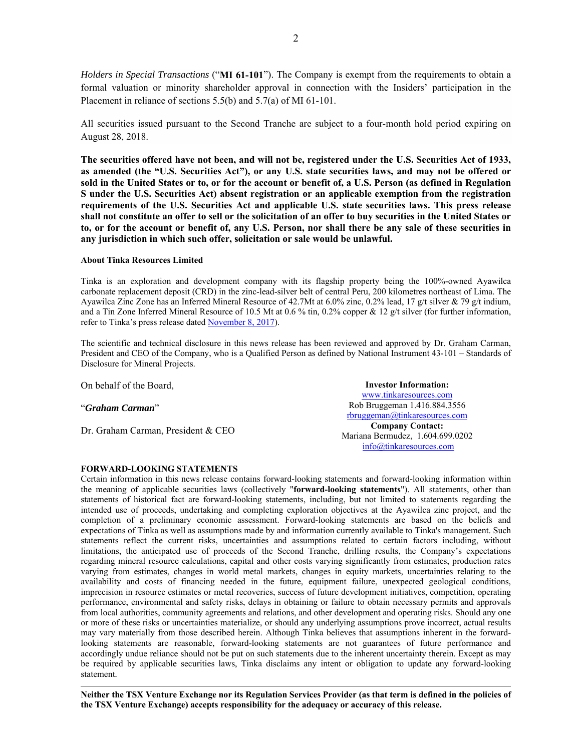*Holders in Special Transactions* ("**MI 61-101**"). The Company is exempt from the requirements to obtain a formal valuation or minority shareholder approval in connection with the Insiders' participation in the Placement in reliance of sections 5.5(b) and 5.7(a) of MI 61-101.

All securities issued pursuant to the Second Tranche are subject to a four-month hold period expiring on August 28, 2018.

**The securities offered have not been, and will not be, registered under the U.S. Securities Act of 1933, as amended (the "U.S. Securities Act"), or any U.S. state securities laws, and may not be offered or sold in the United States or to, or for the account or benefit of, a U.S. Person (as defined in Regulation S under the U.S. Securities Act) absent registration or an applicable exemption from the registration requirements of the U.S. Securities Act and applicable U.S. state securities laws. This press release shall not constitute an offer to sell or the solicitation of an offer to buy securities in the United States or to, or for the account or benefit of, any U.S. Person, nor shall there be any sale of these securities in any jurisdiction in which such offer, solicitation or sale would be unlawful.**

**About Tinka Resources Limited**

Tinka is an exploration and development company with its flagship property being the 100%-owned Ayawilca carbonate replacement deposit (CRD) in the zinc-lead-silver belt of central Peru, 200 kilometres northeast of Lima. The Ayawilca Zinc Zone has an Inferred Mineral Resource of 42.7Mt at 6.0% zinc, 0.2% lead, 17 g/t silver & 79 g/t indium, and a Tin Zone Inferred Mineral Resource of 10.5 Mt at 0.6 % tin, 0.2% copper & 12 g/t silver (for further information, refer to Tinka's press release dated November 8, 2017).

The scientific and technical disclosure in this news release has been reviewed and approved by Dr. Graham Carman, President and CEO of the Company, who is a Qualified Person as defined by National Instrument 43-101 – Standards of Disclosure for Mineral Projects.

On behalf of the Board,

"***Graham Carman***"

Dr. Graham Carman, President & CEO

**Investor Information:**
www.tinkaresources.com
Rob Bruggeman 1.416.884.3556
rbruggeman@tinkaresources.com
**Company Contact:**
Mariana Bermudez, 1.604.699.0202
info@tinkaresources.com

**FORWARD-LOOKING STATEMENTS**

Certain information in this news release contains forward-looking statements and forward-looking information within the meaning of applicable securities laws (collectively "**forward-looking statements**"). All statements, other than statements of historical fact are forward-looking statements, including, but not limited to statements regarding the intended use of proceeds, undertaking and completing exploration objectives at the Ayawilca zinc project, and the completion of a preliminary economic assessment. Forward-looking statements are based on the beliefs and expectations of Tinka as well as assumptions made by and information currently available to Tinka's management. Such statements reflect the current risks, uncertainties and assumptions related to certain factors including, without limitations, the anticipated use of proceeds of the Second Tranche, drilling results, the Company's expectations regarding mineral resource calculations, capital and other costs varying significantly from estimates, production rates varying from estimates, changes in world metal markets, changes in equity markets, uncertainties relating to the availability and costs of financing needed in the future, equipment failure, unexpected geological conditions, imprecision in resource estimates or metal recoveries, success of future development initiatives, competition, operating performance, environmental and safety risks, delays in obtaining or failure to obtain necessary permits and approvals from local authorities, community agreements and relations, and other development and operating risks. Should any one or more of these risks or uncertainties materialize, or should any underlying assumptions prove incorrect, actual results may vary materially from those described herein. Although Tinka believes that assumptions inherent in the forward-looking statements are reasonable, forward-looking statements are not guarantees of future performance and accordingly undue reliance should not be put on such statements due to the inherent uncertainty therein. Except as may be required by applicable securities laws, Tinka disclaims any intent or obligation to update any forward-looking statement.

---

**Neither the TSX Venture Exchange nor its Regulation Services Provider (as that term is defined in the policies of the TSX Venture Exchange) accepts responsibility for the adequacy or accuracy of this release.**